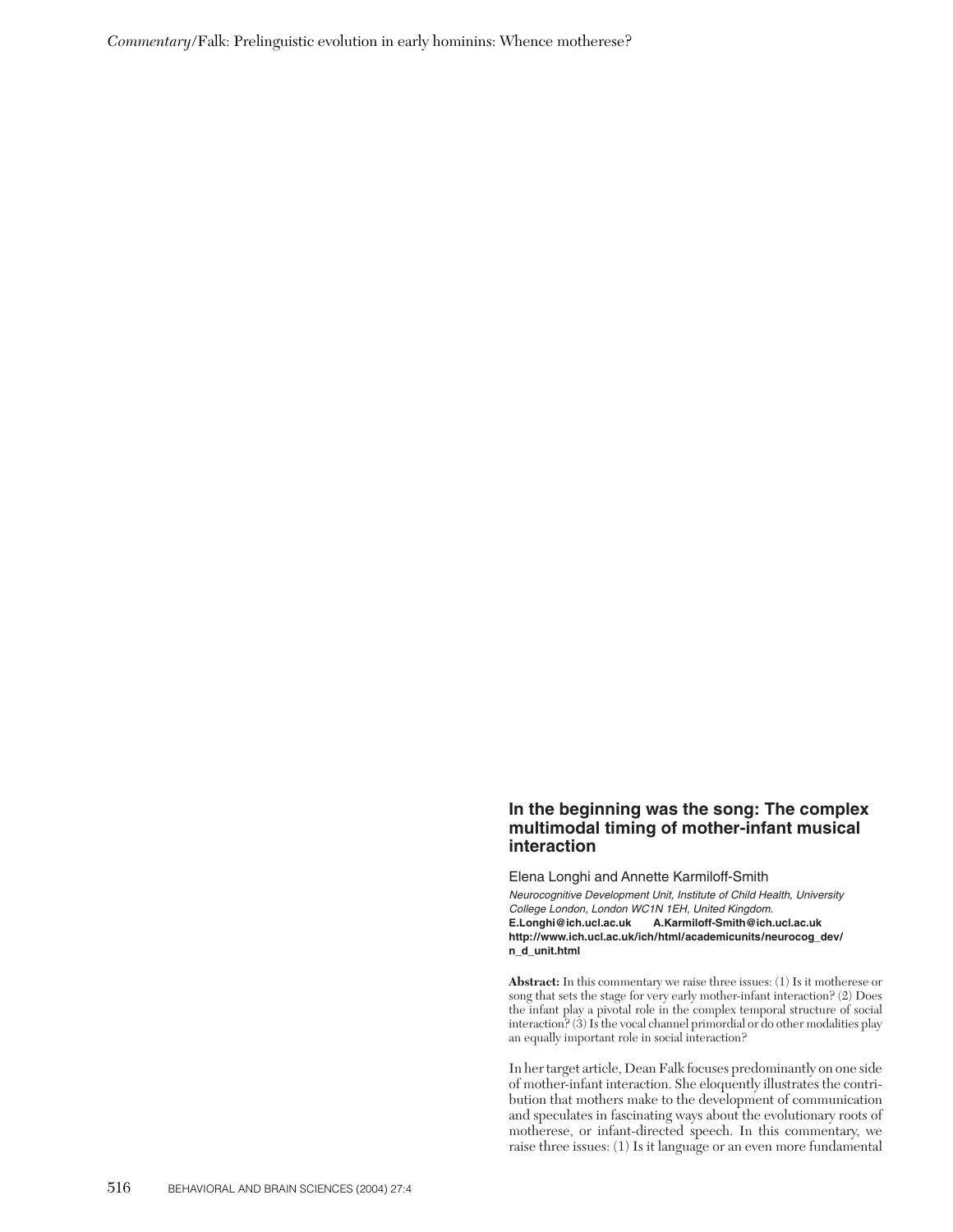## In the beginning was the song: The complex multimodal timing of mother-infant musical interaction

Elena Longhi and Annette Karmiloff-Smith

*Neurocognitive Development Unit, Institute of Child Health, University College London, London WC1N 1EH, United Kingdom.*
**E.Longhi@ich.ucl.ac.uk A.Karmiloff-Smith@ich.ucl.ac.uk**
**http://www.ich.ucl.ac.uk/ich/html/academicunits/neurocog_dev/n_d_unit.html**

**Abstract:** In this commentary we raise three issues: (1) Is it motherese or song that sets the stage for very early mother-infant interaction? (2) Does the infant play a pivotal role in the complex temporal structure of social interaction? (3) Is the vocal channel primordial or do other modalities play an equally important role in social interaction?

In her target article, Dean Falk focuses predominantly on one side of mother-infant interaction. She eloquently illustrates the contribution that mothers make to the development of communication and speculates in fascinating ways about the evolutionary roots of motherese, or infant-directed speech. In this commentary, we raise three issues: (1) Is it language or an even more fundamental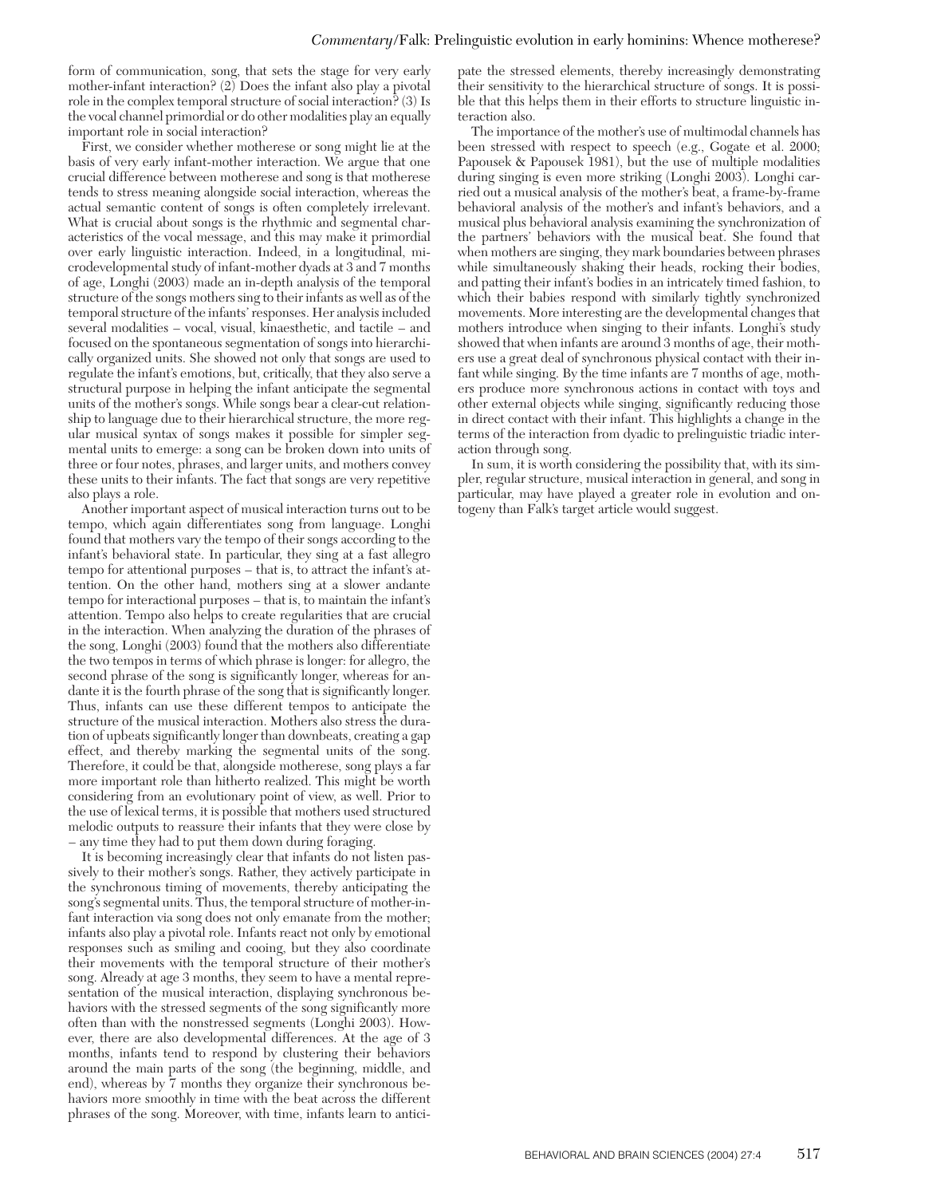form of communication, song, that sets the stage for very early mother-infant interaction? (2) Does the infant also play a pivotal role in the complex temporal structure of social interaction? (3) Is the vocal channel primordial or do other modalities play an equally important role in social interaction?

First, we consider whether motherese or song might lie at the basis of very early infant-mother interaction. We argue that one crucial difference between motherese and song is that motherese tends to stress meaning alongside social interaction, whereas the actual semantic content of songs is often completely irrelevant. What is crucial about songs is the rhythmic and segmental characteristics of the vocal message, and this may make it primordial over early linguistic interaction. Indeed, in a longitudinal, microdevelopmental study of infant-mother dyads at 3 and 7 months of age, Longhi (2003) made an in-depth analysis of the temporal structure of the songs mothers sing to their infants as well as of the temporal structure of the infants' responses. Her analysis included several modalities – vocal, visual, kinaesthetic, and tactile – and focused on the spontaneous segmentation of songs into hierarchically organized units. She showed not only that songs are used to regulate the infant's emotions, but, critically, that they also serve a structural purpose in helping the infant anticipate the segmental units of the mother's songs. While songs bear a clear-cut relationship to language due to their hierarchical structure, the more regular musical syntax of songs makes it possible for simpler segmental units to emerge: a song can be broken down into units of three or four notes, phrases, and larger units, and mothers convey these units to their infants. The fact that songs are very repetitive also plays a role.

Another important aspect of musical interaction turns out to be tempo, which again differentiates song from language. Longhi found that mothers vary the tempo of their songs according to the infant's behavioral state. In particular, they sing at a fast allegro tempo for attentional purposes – that is, to attract the infant's attention. On the other hand, mothers sing at a slower andante tempo for interactional purposes – that is, to maintain the infant's attention. Tempo also helps to create regularities that are crucial in the interaction. When analyzing the duration of the phrases of the song, Longhi (2003) found that the mothers also differentiate the two tempos in terms of which phrase is longer: for allegro, the second phrase of the song is significantly longer, whereas for andante it is the fourth phrase of the song that is significantly longer. Thus, infants can use these different tempos to anticipate the structure of the musical interaction. Mothers also stress the duration of upbeats significantly longer than downbeats, creating a gap effect, and thereby marking the segmental units of the song. Therefore, it could be that, alongside motherese, song plays a far more important role than hitherto realized. This might be worth considering from an evolutionary point of view, as well. Prior to the use of lexical terms, it is possible that mothers used structured melodic outputs to reassure their infants that they were close by – any time they had to put them down during foraging.

It is becoming increasingly clear that infants do not listen passively to their mother's songs. Rather, they actively participate in the synchronous timing of movements, thereby anticipating the song's segmental units. Thus, the temporal structure of mother-infant interaction via song does not only emanate from the mother; infants also play a pivotal role. Infants react not only by emotional responses such as smiling and cooing, but they also coordinate their movements with the temporal structure of their mother's song. Already at age 3 months, they seem to have a mental representation of the musical interaction, displaying synchronous behaviors with the stressed segments of the song significantly more often than with the nonstressed segments (Longhi 2003). However, there are also developmental differences. At the age of 3 months, infants tend to respond by clustering their behaviors around the main parts of the song (the beginning, middle, and end), whereas by 7 months they organize their synchronous behaviors more smoothly in time with the beat across the different phrases of the song. Moreover, with time, infants learn to anticipate the stressed elements, thereby increasingly demonstrating their sensitivity to the hierarchical structure of songs. It is possible that this helps them in their efforts to structure linguistic interaction also.

The importance of the mother's use of multimodal channels has been stressed with respect to speech (e.g., Gogate et al. 2000; Papousek & Papousek 1981), but the use of multiple modalities during singing is even more striking (Longhi 2003). Longhi carried out a musical analysis of the mother's beat, a frame-by-frame behavioral analysis of the mother's and infant's behaviors, and a musical plus behavioral analysis examining the synchronization of the partners' behaviors with the musical beat. She found that when mothers are singing, they mark boundaries between phrases while simultaneously shaking their heads, rocking their bodies, and patting their infant's bodies in an intricately timed fashion, to which their babies respond with similarly tightly synchronized movements. More interesting are the developmental changes that mothers introduce when singing to their infants. Longhi's study showed that when infants are around 3 months of age, their mothers use a great deal of synchronous physical contact with their infant while singing. By the time infants are 7 months of age, mothers produce more synchronous actions in contact with toys and other external objects while singing, significantly reducing those in direct contact with their infant. This highlights a change in the terms of the interaction from dyadic to prelinguistic triadic interaction through song.

In sum, it is worth considering the possibility that, with its simpler, regular structure, musical interaction in general, and song in particular, may have played a greater role in evolution and ontogeny than Falk's target article would suggest.